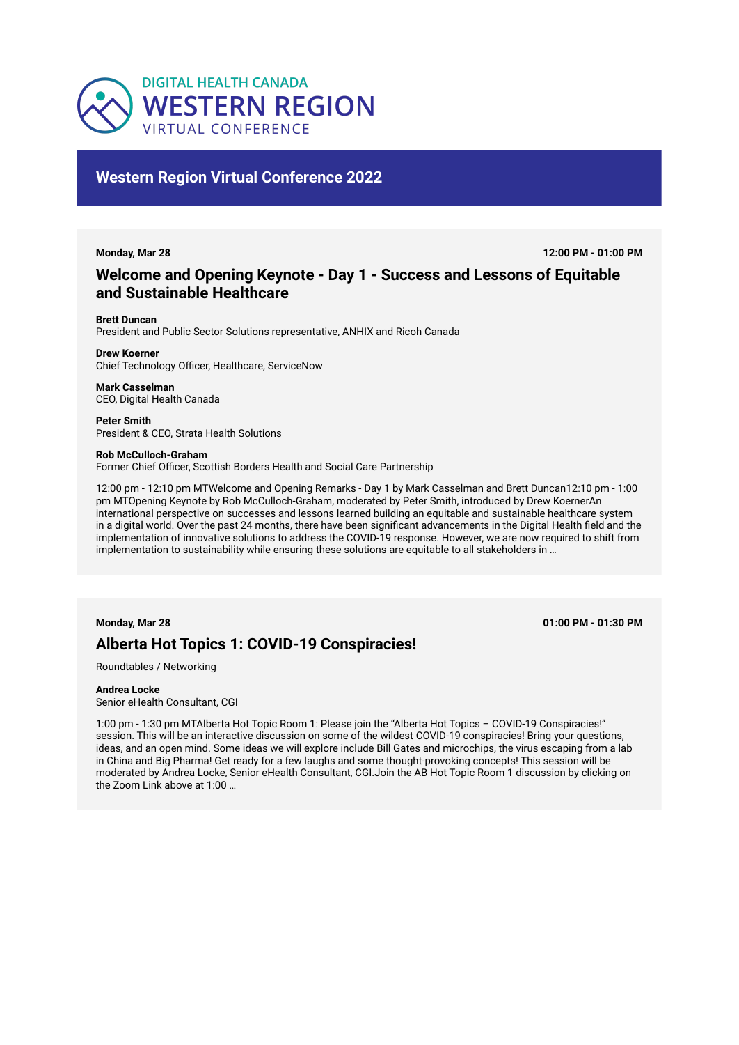DIGITAL HEALTH CANADA
# WESTERN REGION
VIRTUAL CONFERENCE

## Western Region Virtual Conference 2022

**Monday, Mar 28** — **12:00 PM - 01:00 PM**

### Welcome and Opening Keynote - Day 1 - Success and Lessons of Equitable and Sustainable Healthcare

**Brett Duncan**
President and Public Sector Solutions representative, ANHIX and Ricoh Canada

**Drew Koerner**
Chief Technology Officer, Healthcare, ServiceNow

**Mark Casselman**
CEO, Digital Health Canada

**Peter Smith**
President & CEO, Strata Health Solutions

**Rob McCulloch-Graham**
Former Chief Officer, Scottish Borders Health and Social Care Partnership

12:00 pm - 12:10 pm MTWelcome and Opening Remarks - Day 1 by Mark Casselman and Brett Duncan12:10 pm - 1:00 pm MTOpening Keynote by Rob McCulloch-Graham, moderated by Peter Smith, introduced by Drew KoernerAn international perspective on successes and lessons learned building an equitable and sustainable healthcare system in a digital world. Over the past 24 months, there have been significant advancements in the Digital Health field and the implementation of innovative solutions to address the COVID-19 response. However, we are now required to shift from implementation to sustainability while ensuring these solutions are equitable to all stakeholders in …

**Monday, Mar 28** — **01:00 PM - 01:30 PM**

### Alberta Hot Topics 1: COVID-19 Conspiracies!

Roundtables / Networking

**Andrea Locke**
Senior eHealth Consultant, CGI

1:00 pm - 1:30 pm MTAlberta Hot Topic Room 1: Please join the "Alberta Hot Topics – COVID-19 Conspiracies!" session. This will be an interactive discussion on some of the wildest COVID-19 conspiracies! Bring your questions, ideas, and an open mind. Some ideas we will explore include Bill Gates and microchips, the virus escaping from a lab in China and Big Pharma! Get ready for a few laughs and some thought-provoking concepts! This session will be moderated by Andrea Locke, Senior eHealth Consultant, CGI.Join the AB Hot Topic Room 1 discussion by clicking on the Zoom Link above at 1:00 …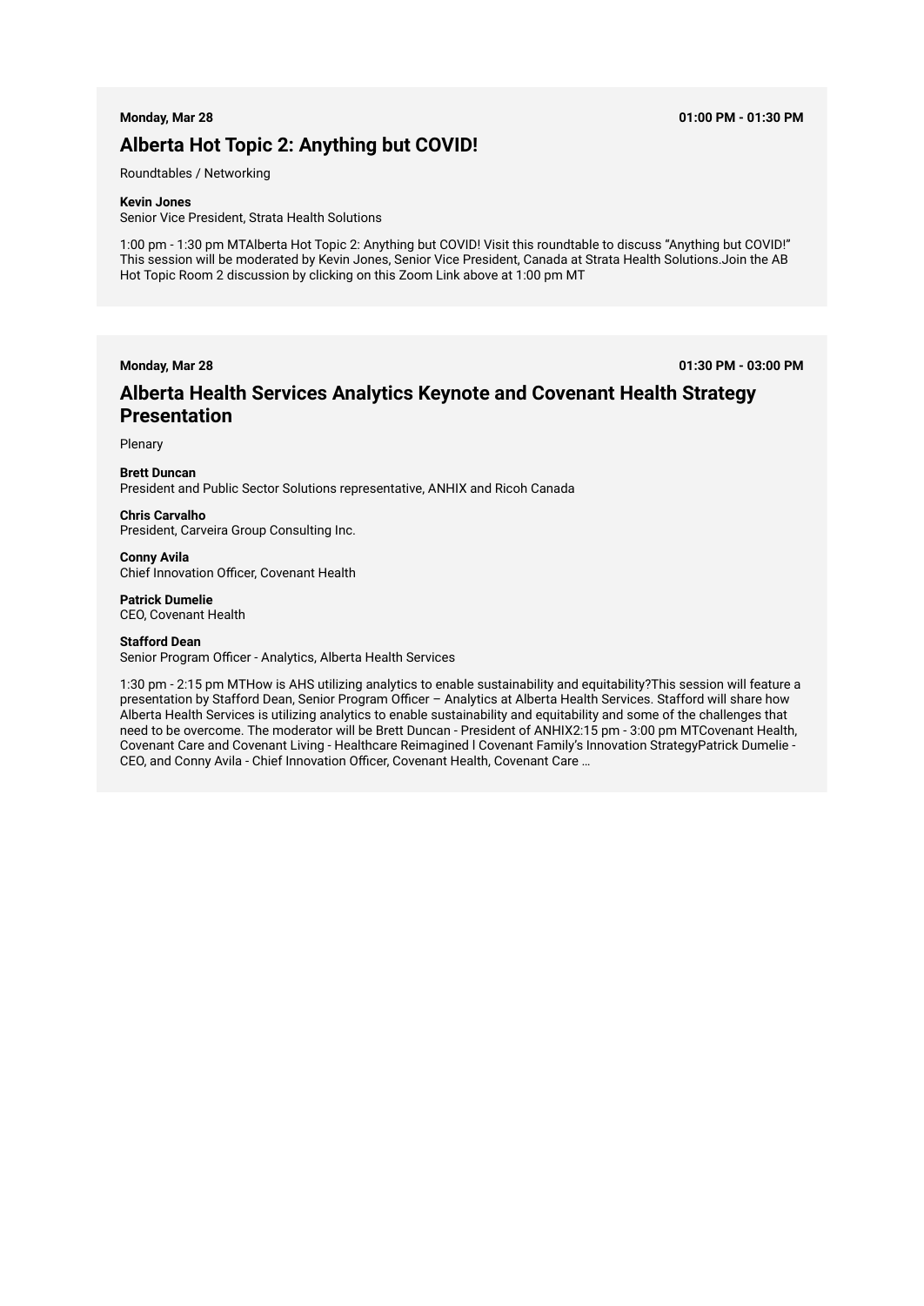**Monday, Mar 28** **01:00 PM - 01:30 PM**

## Alberta Hot Topic 2: Anything but COVID!

Roundtables / Networking

**Kevin Jones**
Senior Vice President, Strata Health Solutions

1:00 pm - 1:30 pm MTAlberta Hot Topic 2: Anything but COVID! Visit this roundtable to discuss “Anything but COVID!” This session will be moderated by Kevin Jones, Senior Vice President, Canada at Strata Health Solutions.Join the AB Hot Topic Room 2 discussion by clicking on this Zoom Link above at 1:00 pm MT

**Monday, Mar 28** **01:30 PM - 03:00 PM**

## Alberta Health Services Analytics Keynote and Covenant Health Strategy Presentation

Plenary

**Brett Duncan**
President and Public Sector Solutions representative, ANHIX and Ricoh Canada

**Chris Carvalho**
President, Carveira Group Consulting Inc.

**Conny Avila**
Chief Innovation Officer, Covenant Health

**Patrick Dumelie**
CEO, Covenant Health

**Stafford Dean**
Senior Program Officer - Analytics, Alberta Health Services

1:30 pm - 2:15 pm MTHow is AHS utilizing analytics to enable sustainability and equitability?This session will feature a presentation by Stafford Dean, Senior Program Officer – Analytics at Alberta Health Services. Stafford will share how Alberta Health Services is utilizing analytics to enable sustainability and equitability and some of the challenges that need to be overcome. The moderator will be Brett Duncan - President of ANHIX2:15 pm - 3:00 pm MTCovenant Health, Covenant Care and Covenant Living - Healthcare Reimagined l Covenant Family’s Innovation StrategyPatrick Dumelie - CEO, and Conny Avila - Chief Innovation Officer, Covenant Health, Covenant Care …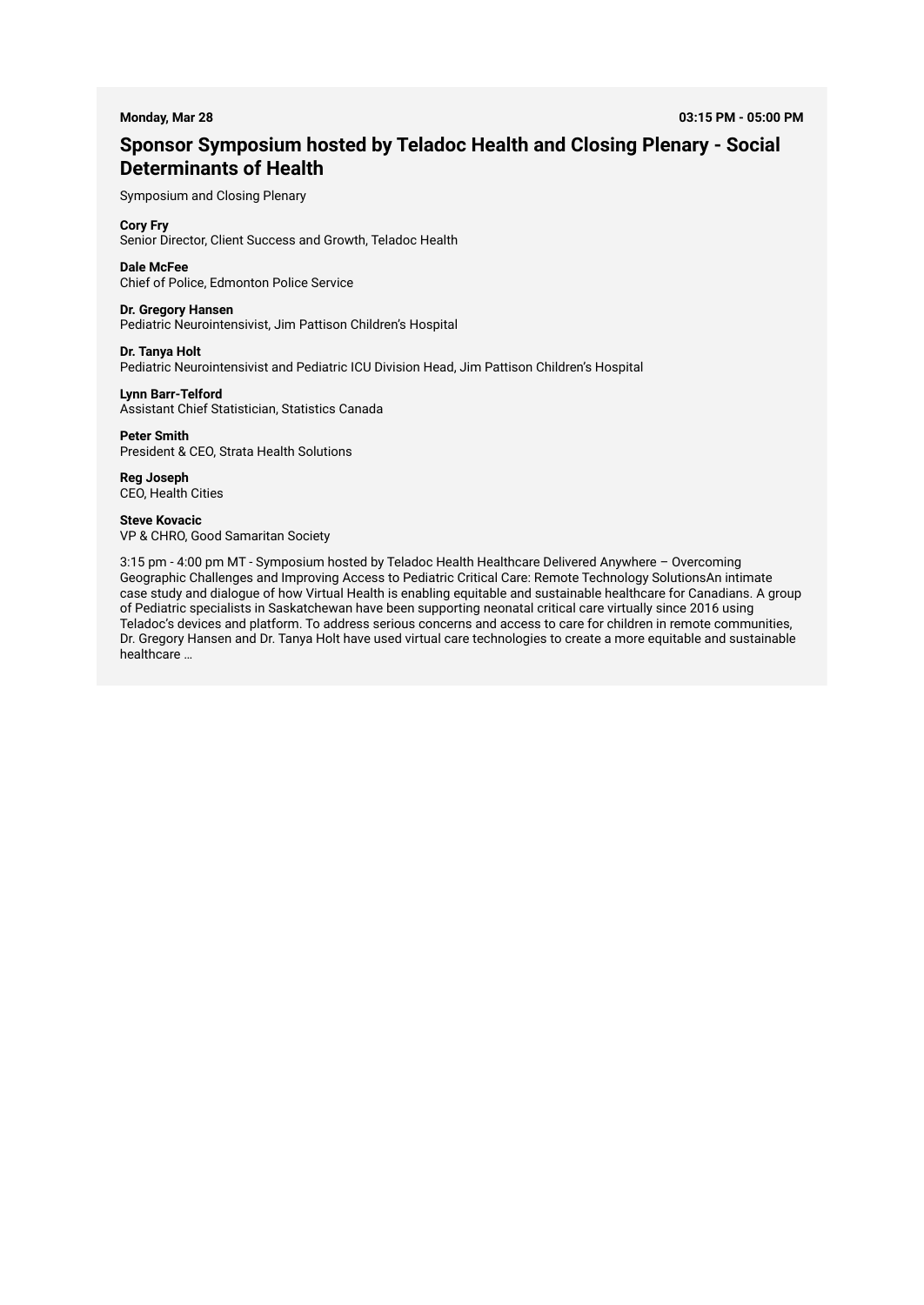**Monday, Mar 28** **03:15 PM - 05:00 PM**

## Sponsor Symposium hosted by Teladoc Health and Closing Plenary - Social Determinants of Health

Symposium and Closing Plenary

**Cory Fry**
Senior Director, Client Success and Growth, Teladoc Health

**Dale McFee**
Chief of Police, Edmonton Police Service

**Dr. Gregory Hansen**
Pediatric Neurointensivist, Jim Pattison Children's Hospital

**Dr. Tanya Holt**
Pediatric Neurointensivist and Pediatric ICU Division Head, Jim Pattison Children's Hospital

**Lynn Barr-Telford**
Assistant Chief Statistician, Statistics Canada

**Peter Smith**
President & CEO, Strata Health Solutions

**Reg Joseph**
CEO, Health Cities

**Steve Kovacic**
VP & CHRO, Good Samaritan Society

3:15 pm - 4:00 pm MT - Symposium hosted by Teladoc Health Healthcare Delivered Anywhere – Overcoming Geographic Challenges and Improving Access to Pediatric Critical Care: Remote Technology SolutionsAn intimate case study and dialogue of how Virtual Health is enabling equitable and sustainable healthcare for Canadians. A group of Pediatric specialists in Saskatchewan have been supporting neonatal critical care virtually since 2016 using Teladoc's devices and platform. To address serious concerns and access to care for children in remote communities, Dr. Gregory Hansen and Dr. Tanya Holt have used virtual care technologies to create a more equitable and sustainable healthcare …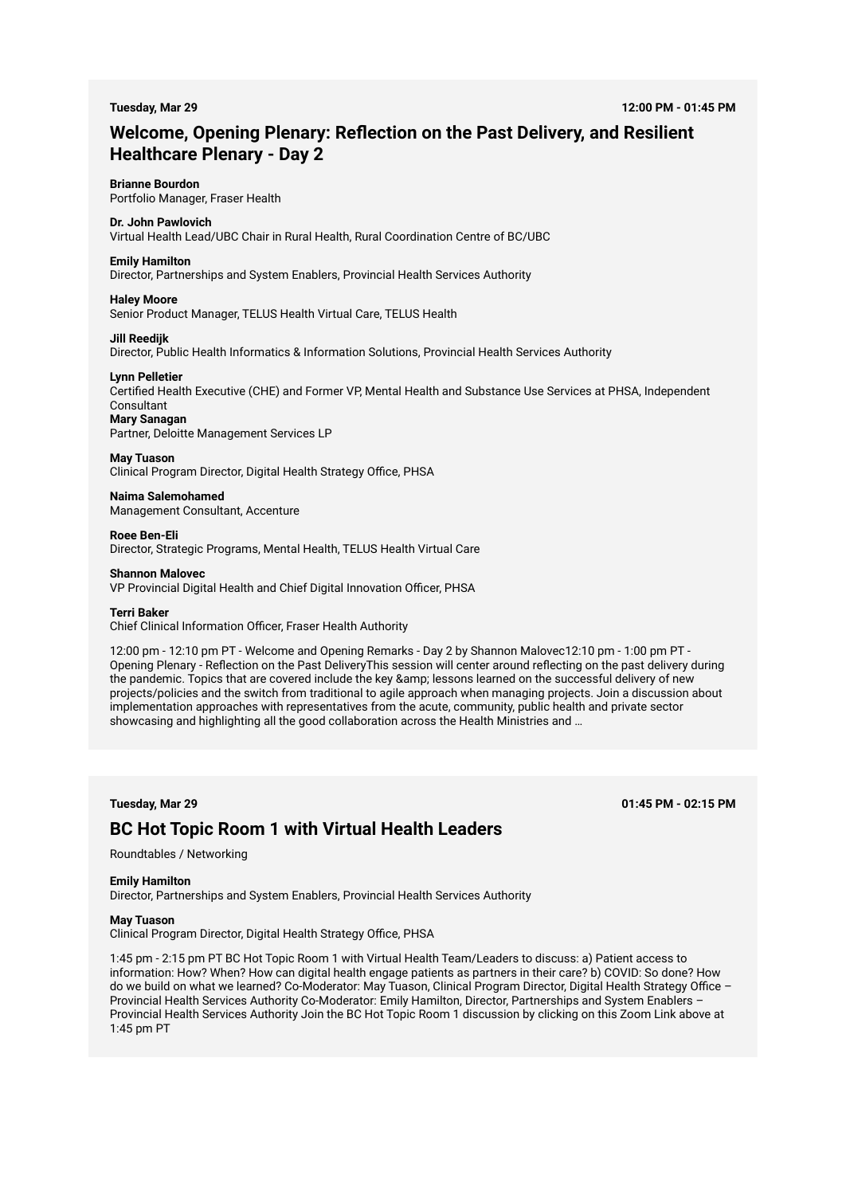**Tuesday, Mar 29** **12:00 PM - 01:45 PM**

## Welcome, Opening Plenary: Reflection on the Past Delivery, and Resilient Healthcare Plenary - Day 2

**Brianne Bourdon**
Portfolio Manager, Fraser Health

**Dr. John Pawlovich**
Virtual Health Lead/UBC Chair in Rural Health, Rural Coordination Centre of BC/UBC

**Emily Hamilton**
Director, Partnerships and System Enablers, Provincial Health Services Authority

**Haley Moore**
Senior Product Manager, TELUS Health Virtual Care, TELUS Health

**Jill Reedijk**
Director, Public Health Informatics & Information Solutions, Provincial Health Services Authority

**Lynn Pelletier**
Certified Health Executive (CHE) and Former VP, Mental Health and Substance Use Services at PHSA, Independent Consultant

**Mary Sanagan**
Partner, Deloitte Management Services LP

**May Tuason**
Clinical Program Director, Digital Health Strategy Office, PHSA

**Naima Salemohamed**
Management Consultant, Accenture

**Roee Ben-Eli**
Director, Strategic Programs, Mental Health, TELUS Health Virtual Care

**Shannon Malovec**
VP Provincial Digital Health and Chief Digital Innovation Officer, PHSA

**Terri Baker**
Chief Clinical Information Officer, Fraser Health Authority

12:00 pm - 12:10 pm PT - Welcome and Opening Remarks - Day 2 by Shannon Malovec12:10 pm - 1:00 pm PT - Opening Plenary - Reflection on the Past DeliveryThis session will center around reflecting on the past delivery during the pandemic. Topics that are covered include the key &amp; lessons learned on the successful delivery of new projects/policies and the switch from traditional to agile approach when managing projects. Join a discussion about implementation approaches with representatives from the acute, community, public health and private sector showcasing and highlighting all the good collaboration across the Health Ministries and …

**Tuesday, Mar 29** **01:45 PM - 02:15 PM**

## BC Hot Topic Room 1 with Virtual Health Leaders

Roundtables / Networking

**Emily Hamilton**
Director, Partnerships and System Enablers, Provincial Health Services Authority

**May Tuason**
Clinical Program Director, Digital Health Strategy Office, PHSA

1:45 pm - 2:15 pm PT BC Hot Topic Room 1 with Virtual Health Team/Leaders to discuss: a) Patient access to information: How? When? How can digital health engage patients as partners in their care? b) COVID: So done? How do we build on what we learned? Co-Moderator: May Tuason, Clinical Program Director, Digital Health Strategy Office – Provincial Health Services Authority Co-Moderator: Emily Hamilton, Director, Partnerships and System Enablers – Provincial Health Services Authority Join the BC Hot Topic Room 1 discussion by clicking on this Zoom Link above at 1:45 pm PT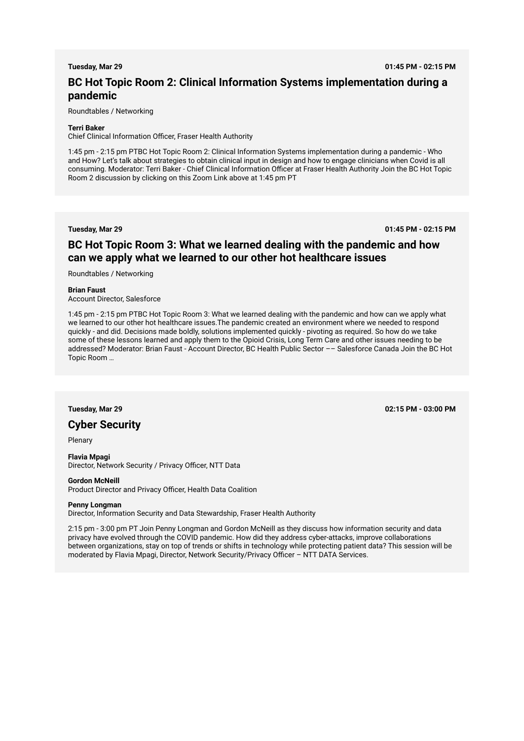**Tuesday, Mar 29** **01:45 PM - 02:15 PM**

## BC Hot Topic Room 2: Clinical Information Systems implementation during a pandemic

Roundtables / Networking

**Terri Baker**
Chief Clinical Information Officer, Fraser Health Authority

1:45 pm - 2:15 pm PTBC Hot Topic Room 2: Clinical Information Systems implementation during a pandemic - Who and How? Let's talk about strategies to obtain clinical input in design and how to engage clinicians when Covid is all consuming. Moderator: Terri Baker - Chief Clinical Information Officer at Fraser Health Authority Join the BC Hot Topic Room 2 discussion by clicking on this Zoom Link above at 1:45 pm PT

---

**Tuesday, Mar 29** **01:45 PM - 02:15 PM**

## BC Hot Topic Room 3: What we learned dealing with the pandemic and how can we apply what we learned to our other hot healthcare issues

Roundtables / Networking

**Brian Faust**
Account Director, Salesforce

1:45 pm - 2:15 pm PTBC Hot Topic Room 3: What we learned dealing with the pandemic and how can we apply what we learned to our other hot healthcare issues.The pandemic created an environment where we needed to respond quickly - and did. Decisions made boldly, solutions implemented quickly - pivoting as required. So how do we take some of these lessons learned and apply them to the Opioid Crisis, Long Term Care and other issues needing to be addressed? Moderator: Brian Faust - Account Director, BC Health Public Sector –– Salesforce Canada Join the BC Hot Topic Room …

---

**Tuesday, Mar 29** **02:15 PM - 03:00 PM**

## Cyber Security

Plenary

**Flavia Mpagi**
Director, Network Security / Privacy Officer, NTT Data

**Gordon McNeill**
Product Director and Privacy Officer, Health Data Coalition

**Penny Longman**
Director, Information Security and Data Stewardship, Fraser Health Authority

2:15 pm - 3:00 pm PT Join Penny Longman and Gordon McNeill as they discuss how information security and data privacy have evolved through the COVID pandemic. How did they address cyber-attacks, improve collaborations between organizations, stay on top of trends or shifts in technology while protecting patient data? This session will be moderated by Flavia Mpagi, Director, Network Security/Privacy Officer – NTT DATA Services.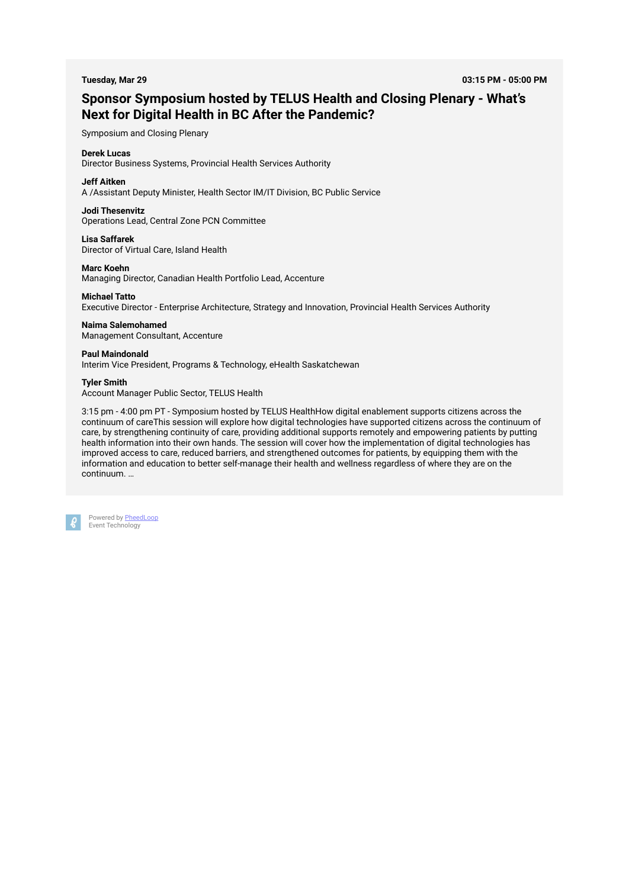**Tuesday, Mar 29** **03:15 PM - 05:00 PM**

## Sponsor Symposium hosted by TELUS Health and Closing Plenary - What's Next for Digital Health in BC After the Pandemic?

Symposium and Closing Plenary

**Derek Lucas**
Director Business Systems, Provincial Health Services Authority

**Jeff Aitken**
A /Assistant Deputy Minister, Health Sector IM/IT Division, BC Public Service

**Jodi Thesenvitz**
Operations Lead, Central Zone PCN Committee

**Lisa Saffarek**
Director of Virtual Care, Island Health

**Marc Koehn**
Managing Director, Canadian Health Portfolio Lead, Accenture

**Michael Tatto**
Executive Director - Enterprise Architecture, Strategy and Innovation, Provincial Health Services Authority

**Naima Salemohamed**
Management Consultant, Accenture

**Paul Maindonald**
Interim Vice President, Programs & Technology, eHealth Saskatchewan

**Tyler Smith**
Account Manager Public Sector, TELUS Health

3:15 pm - 4:00 pm PT - Symposium hosted by TELUS HealthHow digital enablement supports citizens across the continuum of careThis session will explore how digital technologies have supported citizens across the continuum of care, by strengthening continuity of care, providing additional supports remotely and empowering patients by putting health information into their own hands. The session will cover how the implementation of digital technologies has improved access to care, reduced barriers, and strengthened outcomes for patients, by equipping them with the information and education to better self-manage their health and wellness regardless of where they are on the continuum. …

Powered by PheedLoop
Event Technology